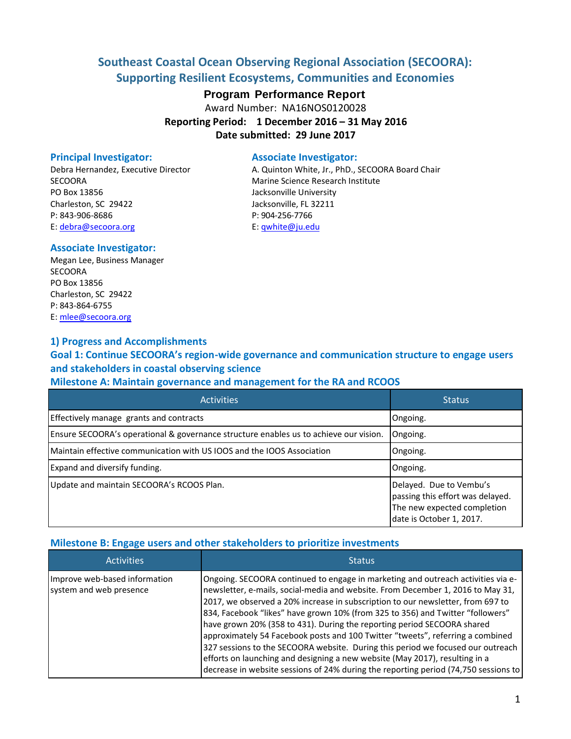# Southeast Coastal Ocean Observing Regional Association (SECOORA): Supporting Resilient Ecosystems, Communities and Economies

**Program Performance Report**

Award Number: NA16NOS0120028

**Reporting Period: 1 December 2016 – 31 May 2016**

**Date submitted: 29 June 2017**

### Principal Investigator:

Debra Hernandez, Executive Director
SECOORA
PO Box 13856
Charleston, SC 29422
P: 843-906-8686
E: debra@secoora.org

### Associate Investigator:

A. Quinton White, Jr., PhD., SECOORA Board Chair
Marine Science Research Institute
Jacksonville University
Jacksonville, FL 32211
P: 904-256-7766
E: qwhite@ju.edu

### Associate Investigator:

Megan Lee, Business Manager
SECOORA
PO Box 13856
Charleston, SC 29422
P: 843-864-6755
E: mlee@secoora.org

## 1) Progress and Accomplishments

## Goal 1: Continue SECOORA's region-wide governance and communication structure to engage users and stakeholders in coastal observing science

### Milestone A: Maintain governance and management for the RA and RCOOS

| Activities | Status |
|---|---|
| Effectively manage grants and contracts | Ongoing. |
| Ensure SECOORA's operational & governance structure enables us to achieve our vision. | Ongoing. |
| Maintain effective communication with US IOOS and the IOOS Association | Ongoing. |
| Expand and diversify funding. | Ongoing. |
| Update and maintain SECOORA's RCOOS Plan. | Delayed. Due to Vembu's passing this effort was delayed. The new expected completion date is October 1, 2017. |

### Milestone B: Engage users and other stakeholders to prioritize investments

| Activities | Status |
|---|---|
| Improve web-based information system and web presence | Ongoing. SECOORA continued to engage in marketing and outreach activities via e-newsletter, e-mails, social-media and website. From December 1, 2016 to May 31, 2017, we observed a 20% increase in subscription to our newsletter, from 697 to 834, Facebook "likes" have grown 10% (from 325 to 356) and Twitter "followers" have grown 20% (358 to 431). During the reporting period SECOORA shared approximately 54 Facebook posts and 100 Twitter "tweets", referring a combined 327 sessions to the SECOORA website. During this period we focused our outreach efforts on launching and designing a new website (May 2017), resulting in a decrease in website sessions of 24% during the reporting period (74,750 sessions to |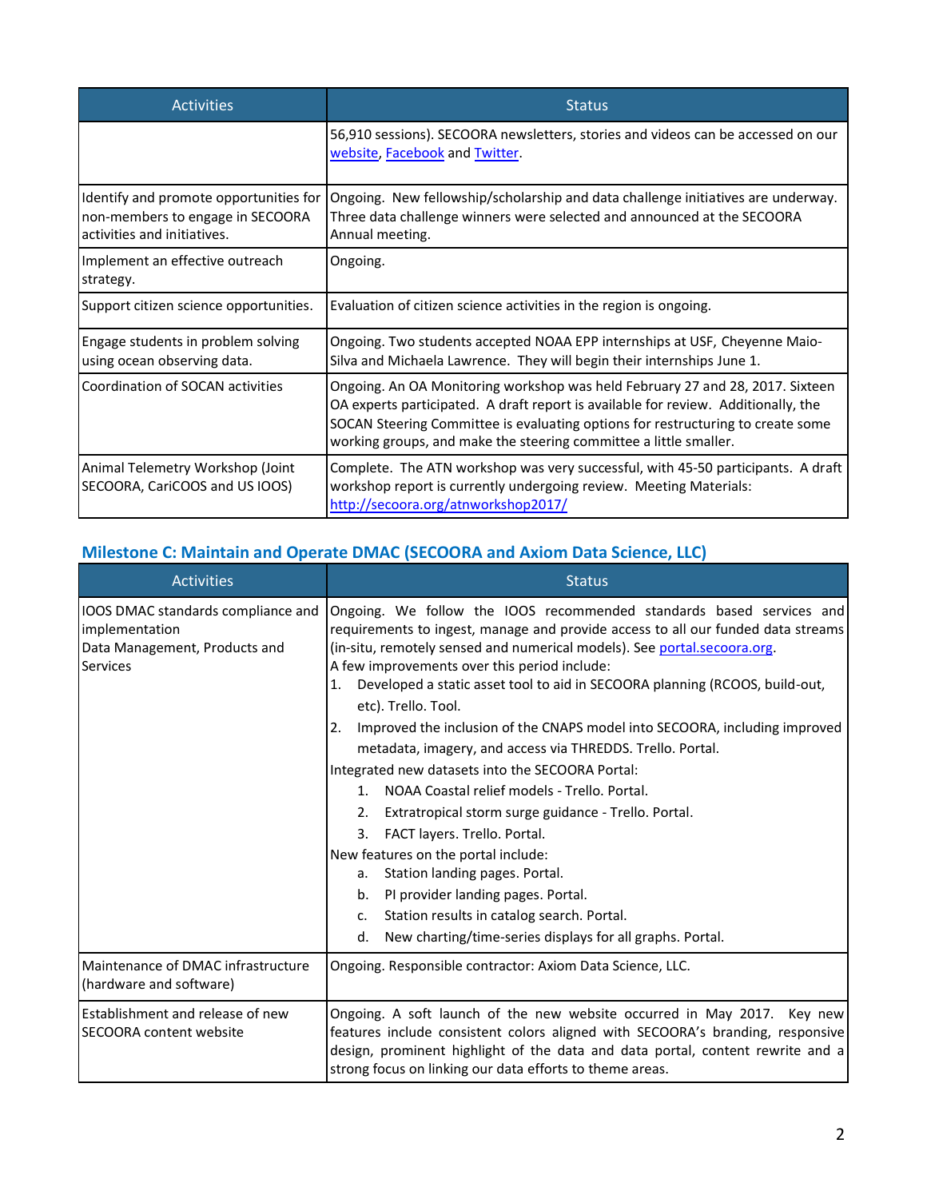| Activities | Status |
|---|---|
| | 56,910 sessions). SECOORA newsletters, stories and videos can be accessed on our website, Facebook and Twitter. |
| Identify and promote opportunities for non-members to engage in SECOORA activities and initiatives. | Ongoing. New fellowship/scholarship and data challenge initiatives are underway. Three data challenge winners were selected and announced at the SECOORA Annual meeting. |
| Implement an effective outreach strategy. | Ongoing. |
| Support citizen science opportunities. | Evaluation of citizen science activities in the region is ongoing. |
| Engage students in problem solving using ocean observing data. | Ongoing. Two students accepted NOAA EPP internships at USF, Cheyenne Maio-Silva and Michaela Lawrence. They will begin their internships June 1. |
| Coordination of SOCAN activities | Ongoing. An OA Monitoring workshop was held February 27 and 28, 2017. Sixteen OA experts participated. A draft report is available for review. Additionally, the SOCAN Steering Committee is evaluating options for restructuring to create some working groups, and make the steering committee a little smaller. |
| Animal Telemetry Workshop (Joint SECOORA, CariCOOS and US IOOS) | Complete. The ATN workshop was very successful, with 45-50 participants. A draft workshop report is currently undergoing review. Meeting Materials: http://secoora.org/atnworkshop2017/ |

### Milestone C: Maintain and Operate DMAC (SECOORA and Axiom Data Science, LLC)

| Activities | Status |
|---|---|
| IOOS DMAC standards compliance and implementation<br>Data Management, Products and Services | Ongoing. We follow the IOOS recommended standards based services and requirements to ingest, manage and provide access to all our funded data streams (in-situ, remotely sensed and numerical models). See portal.secoora.org.<br>A few improvements over this period include:<br>1. Developed a static asset tool to aid in SECOORA planning (RCOOS, build-out, etc). Trello. Tool.<br>2. Improved the inclusion of the CNAPS model into SECOORA, including improved metadata, imagery, and access via THREDDS. Trello. Portal.<br>Integrated new datasets into the SECOORA Portal:<br>1. NOAA Coastal relief models - Trello. Portal.<br>2. Extratropical storm surge guidance - Trello. Portal.<br>3. FACT layers. Trello. Portal.<br>New features on the portal include:<br>a. Station landing pages. Portal.<br>b. PI provider landing pages. Portal.<br>c. Station results in catalog search. Portal.<br>d. New charting/time-series displays for all graphs. Portal. |
| Maintenance of DMAC infrastructure (hardware and software) | Ongoing. Responsible contractor: Axiom Data Science, LLC. |
| Establishment and release of new SECOORA content website | Ongoing. A soft launch of the new website occurred in May 2017. Key new features include consistent colors aligned with SECOORA's branding, responsive design, prominent highlight of the data and data portal, content rewrite and a strong focus on linking our data efforts to theme areas. |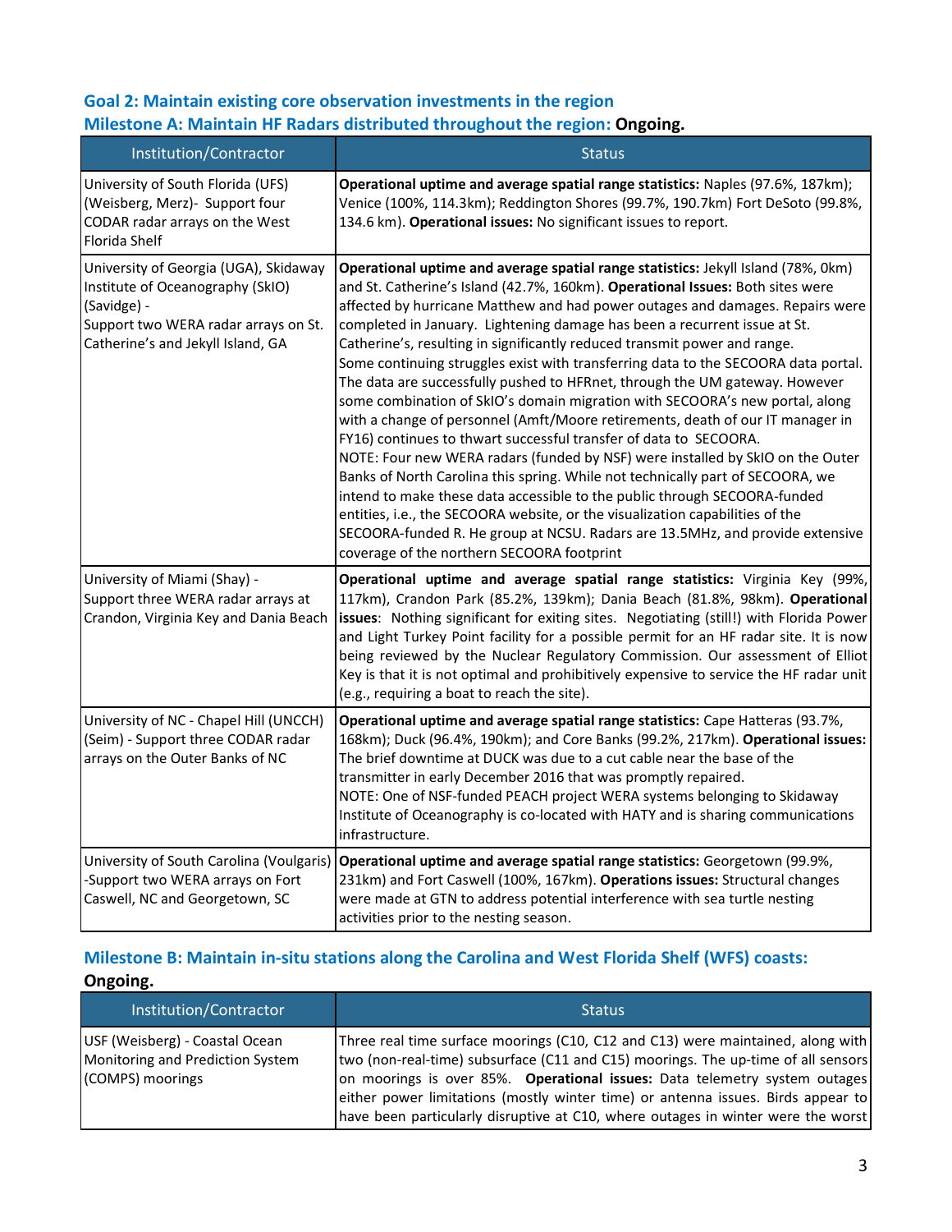### Goal 2: Maintain existing core observation investments in the region

### Milestone A: Maintain HF Radars distributed throughout the region: **Ongoing.**

| Institution/Contractor | Status |
|---|---|
| University of South Florida (UFS) (Weisberg, Merz)- Support four CODAR radar arrays on the West Florida Shelf | **Operational uptime and average spatial range statistics:** Naples (97.6%, 187km); Venice (100%, 114.3km); Reddington Shores (99.7%, 190.7km) Fort DeSoto (99.8%, 134.6 km). **Operational issues:** No significant issues to report. |
| University of Georgia (UGA), Skidaway Institute of Oceanography (SkIO) (Savidge) - Support two WERA radar arrays on St. Catherine's and Jekyll Island, GA | **Operational uptime and average spatial range statistics:** Jekyll Island (78%, 0km) and St. Catherine's Island (42.7%, 160km). **Operational Issues:** Both sites were affected by hurricane Matthew and had power outages and damages. Repairs were completed in January. Lightening damage has been a recurrent issue at St. Catherine's, resulting in significantly reduced transmit power and range. Some continuing struggles exist with transferring data to the SECOORA data portal. The data are successfully pushed to HFRnet, through the UM gateway. However some combination of SkIO's domain migration with SECOORA's new portal, along with a change of personnel (Amft/Moore retirements, death of our IT manager in FY16) continues to thwart successful transfer of data to SECOORA. NOTE: Four new WERA radars (funded by NSF) were installed by SkIO on the Outer Banks of North Carolina this spring. While not technically part of SECOORA, we intend to make these data accessible to the public through SECOORA-funded entities, i.e., the SECOORA website, or the visualization capabilities of the SECOORA-funded R. He group at NCSU. Radars are 13.5MHz, and provide extensive coverage of the northern SECOORA footprint |
| University of Miami (Shay) - Support three WERA radar arrays at Crandon, Virginia Key and Dania Beach | **Operational uptime and average spatial range statistics:** Virginia Key (99%, 117km), Crandon Park (85.2%, 139km); Dania Beach (81.8%, 98km). **Operational issues**: Nothing significant for exiting sites. Negotiating (still!) with Florida Power and Light Turkey Point facility for a possible permit for an HF radar site. It is now being reviewed by the Nuclear Regulatory Commission. Our assessment of Elliot Key is that it is not optimal and prohibitively expensive to service the HF radar unit (e.g., requiring a boat to reach the site). |
| University of NC - Chapel Hill (UNCCH) (Seim) - Support three CODAR radar arrays on the Outer Banks of NC | **Operational uptime and average spatial range statistics:** Cape Hatteras (93.7%, 168km); Duck (96.4%, 190km); and Core Banks (99.2%, 217km). **Operational issues:** The brief downtime at DUCK was due to a cut cable near the base of the transmitter in early December 2016 that was promptly repaired. NOTE: One of NSF-funded PEACH project WERA systems belonging to Skidaway Institute of Oceanography is co-located with HATY and is sharing communications infrastructure. |
| University of South Carolina (Voulgaris) -Support two WERA arrays on Fort Caswell, NC and Georgetown, SC | **Operational uptime and average spatial range statistics:** Georgetown (99.9%, 231km) and Fort Caswell (100%, 167km). **Operations issues:** Structural changes were made at GTN to address potential interference with sea turtle nesting activities prior to the nesting season. |

### Milestone B: Maintain in-situ stations along the Carolina and West Florida Shelf (WFS) coasts: **Ongoing.**

| Institution/Contractor | Status |
|---|---|
| USF (Weisberg) - Coastal Ocean Monitoring and Prediction System (COMPS) moorings | Three real time surface moorings (C10, C12 and C13) were maintained, along with two (non-real-time) subsurface (C11 and C15) moorings. The up-time of all sensors on moorings is over 85%. **Operational issues:** Data telemetry system outages either power limitations (mostly winter time) or antenna issues. Birds appear to have been particularly disruptive at C10, where outages in winter were the worst |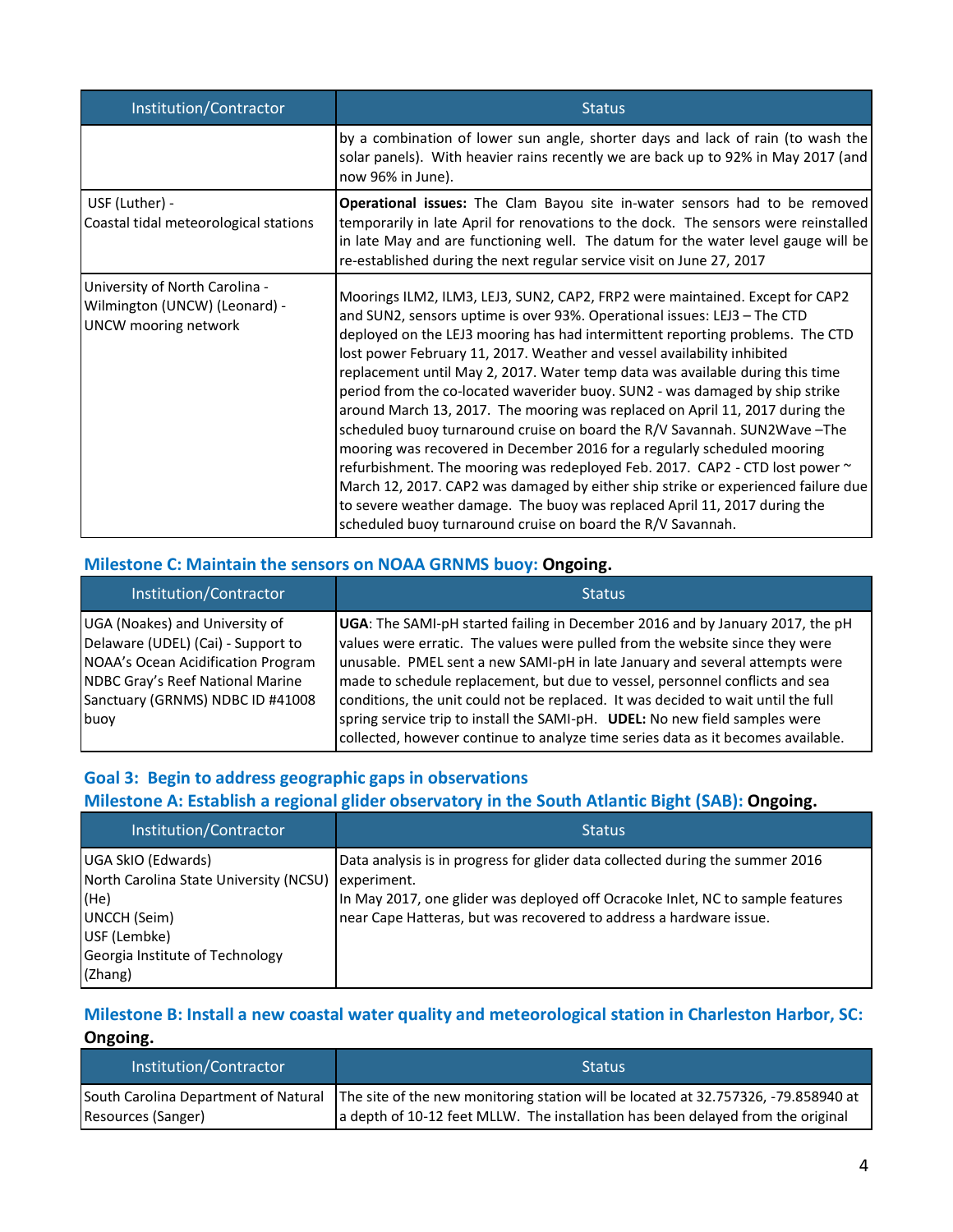| Institution/Contractor | Status |
|---|---|
| | by a combination of lower sun angle, shorter days and lack of rain (to wash the solar panels). With heavier rains recently we are back up to 92% in May 2017 (and now 96% in June). |
| USF (Luther) - Coastal tidal meteorological stations | **Operational issues:** The Clam Bayou site in-water sensors had to be removed temporarily in late April for renovations to the dock. The sensors were reinstalled in late May and are functioning well. The datum for the water level gauge will be re-established during the next regular service visit on June 27, 2017 |
| University of North Carolina - Wilmington (UNCW) (Leonard) - UNCW mooring network | Moorings ILM2, ILM3, LEJ3, SUN2, CAP2, FRP2 were maintained. Except for CAP2 and SUN2, sensors uptime is over 93%. Operational issues: LEJ3 – The CTD deployed on the LEJ3 mooring has had intermittent reporting problems. The CTD lost power February 11, 2017. Weather and vessel availability inhibited replacement until May 2, 2017. Water temp data was available during this time period from the co-located waverider buoy. SUN2 - was damaged by ship strike around March 13, 2017. The mooring was replaced on April 11, 2017 during the scheduled buoy turnaround cruise on board the R/V Savannah. SUN2Wave –The mooring was recovered in December 2016 for a regularly scheduled mooring refurbishment. The mooring was redeployed Feb. 2017. CAP2 - CTD lost power ~ March 12, 2017. CAP2 was damaged by either ship strike or experienced failure due to severe weather damage. The buoy was replaced April 11, 2017 during the scheduled buoy turnaround cruise on board the R/V Savannah. |

### Milestone C: Maintain the sensors on NOAA GRNMS buoy: **Ongoing.**

| Institution/Contractor | Status |
|---|---|
| UGA (Noakes) and University of Delaware (UDEL) (Cai) - Support to NOAA's Ocean Acidification Program NDBC Gray's Reef National Marine Sanctuary (GRNMS) NDBC ID #41008 buoy | **UGA**: The SAMI-pH started failing in December 2016 and by January 2017, the pH values were erratic. The values were pulled from the website since they were unusable. PMEL sent a new SAMI-pH in late January and several attempts were made to schedule replacement, but due to vessel, personnel conflicts and sea conditions, the unit could not be replaced. It was decided to wait until the full spring service trip to install the SAMI-pH. **UDEL:** No new field samples were collected, however continue to analyze time series data as it becomes available. |

## Goal 3: Begin to address geographic gaps in observations

### Milestone A: Establish a regional glider observatory in the South Atlantic Bight (SAB): **Ongoing.**

| Institution/Contractor | Status |
|---|---|
| UGA SkIO (Edwards)<br>North Carolina State University (NCSU) (He)<br>UNCCH (Seim)<br>USF (Lembke)<br>Georgia Institute of Technology (Zhang) | Data analysis is in progress for glider data collected during the summer 2016 experiment.<br>In May 2017, one glider was deployed off Ocracoke Inlet, NC to sample features near Cape Hatteras, but was recovered to address a hardware issue. |

### Milestone B: Install a new coastal water quality and meteorological station in Charleston Harbor, SC: **Ongoing.**

| Institution/Contractor | Status |
|---|---|
| South Carolina Department of Natural Resources (Sanger) | The site of the new monitoring station will be located at 32.757326, -79.858940 at a depth of 10-12 feet MLLW. The installation has been delayed from the original |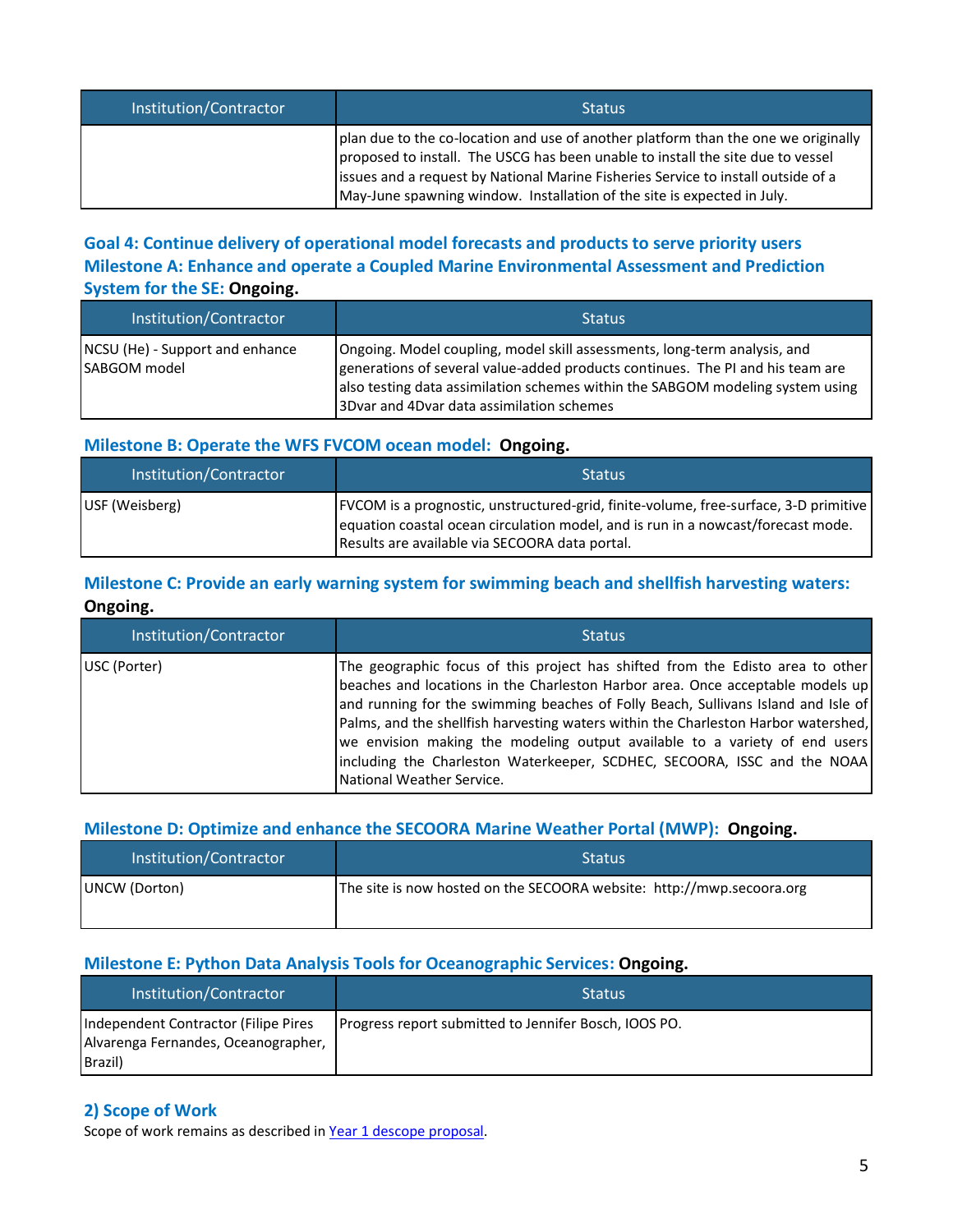| Institution/Contractor | Status |
| --- | --- |
| | plan due to the co-location and use of another platform than the one we originally proposed to install. The USCG has been unable to install the site due to vessel issues and a request by National Marine Fisheries Service to install outside of a May-June spawning window. Installation of the site is expected in July. |

### Goal 4: Continue delivery of operational model forecasts and products to serve priority users

### Milestone A: Enhance and operate a Coupled Marine Environmental Assessment and Prediction System for the SE: **Ongoing.**

| Institution/Contractor | Status |
| --- | --- |
| NCSU (He) - Support and enhance SABGOM model | Ongoing. Model coupling, model skill assessments, long-term analysis, and generations of several value-added products continues. The PI and his team are also testing data assimilation schemes within the SABGOM modeling system using 3Dvar and 4Dvar data assimilation schemes |

### Milestone B: Operate the WFS FVCOM ocean model: **Ongoing.**

| Institution/Contractor | Status |
| --- | --- |
| USF (Weisberg) | FVCOM is a prognostic, unstructured-grid, finite-volume, free-surface, 3-D primitive equation coastal ocean circulation model, and is run in a nowcast/forecast mode. Results are available via SECOORA data portal. |

### Milestone C: Provide an early warning system for swimming beach and shellfish harvesting waters: **Ongoing.**

| Institution/Contractor | Status |
| --- | --- |
| USC (Porter) | The geographic focus of this project has shifted from the Edisto area to other beaches and locations in the Charleston Harbor area. Once acceptable models up and running for the swimming beaches of Folly Beach, Sullivans Island and Isle of Palms, and the shellfish harvesting waters within the Charleston Harbor watershed, we envision making the modeling output available to a variety of end users including the Charleston Waterkeeper, SCDHEC, SECOORA, ISSC and the NOAA National Weather Service. |

### Milestone D: Optimize and enhance the SECOORA Marine Weather Portal (MWP): **Ongoing.**

| Institution/Contractor | Status |
| --- | --- |
| UNCW (Dorton) | The site is now hosted on the SECOORA website: http://mwp.secoora.org |

### Milestone E: Python Data Analysis Tools for Oceanographic Services: **Ongoing.**

| Institution/Contractor | Status |
| --- | --- |
| Independent Contractor (Filipe Pires Alvarenga Fernandes, Oceanographer, Brazil) | Progress report submitted to Jennifer Bosch, IOOS PO. |

## 2) Scope of Work

Scope of work remains as described in [Year 1 descope proposal](#).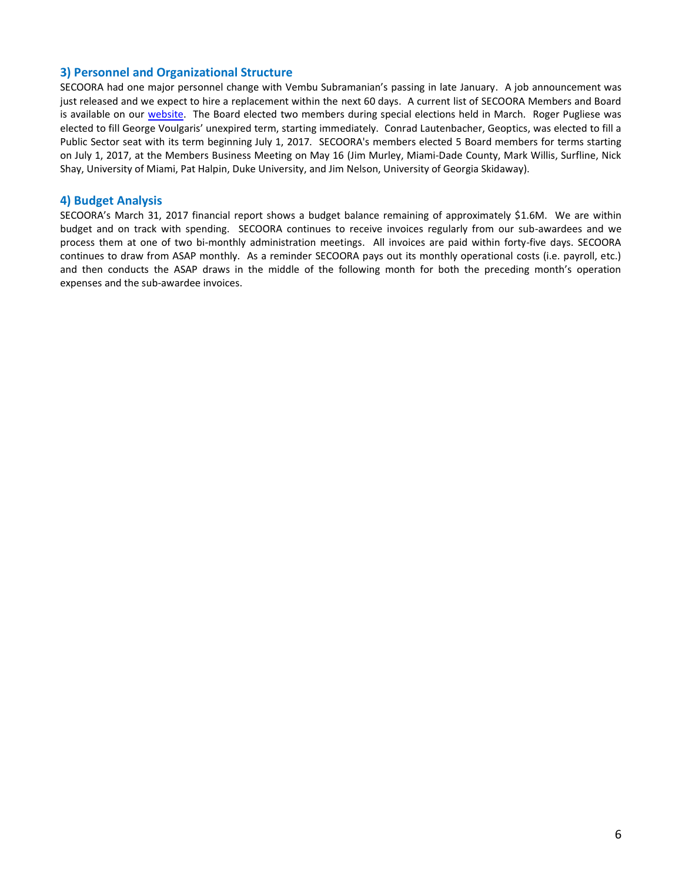### 3) Personnel and Organizational Structure

SECOORA had one major personnel change with Vembu Subramanian's passing in late January. A job announcement was just released and we expect to hire a replacement within the next 60 days. A current list of SECOORA Members and Board is available on our website. The Board elected two members during special elections held in March. Roger Pugliese was elected to fill George Voulgaris' unexpired term, starting immediately. Conrad Lautenbacher, Geoptics, was elected to fill a Public Sector seat with its term beginning July 1, 2017. SECOORA's members elected 5 Board members for terms starting on July 1, 2017, at the Members Business Meeting on May 16 (Jim Murley, Miami-Dade County, Mark Willis, Surfline, Nick Shay, University of Miami, Pat Halpin, Duke University, and Jim Nelson, University of Georgia Skidaway).

### 4) Budget Analysis

SECOORA's March 31, 2017 financial report shows a budget balance remaining of approximately $1.6M. We are within budget and on track with spending. SECOORA continues to receive invoices regularly from our sub-awardees and we process them at one of two bi-monthly administration meetings. All invoices are paid within forty-five days. SECOORA continues to draw from ASAP monthly. As a reminder SECOORA pays out its monthly operational costs (i.e. payroll, etc.) and then conducts the ASAP draws in the middle of the following month for both the preceding month's operation expenses and the sub-awardee invoices.